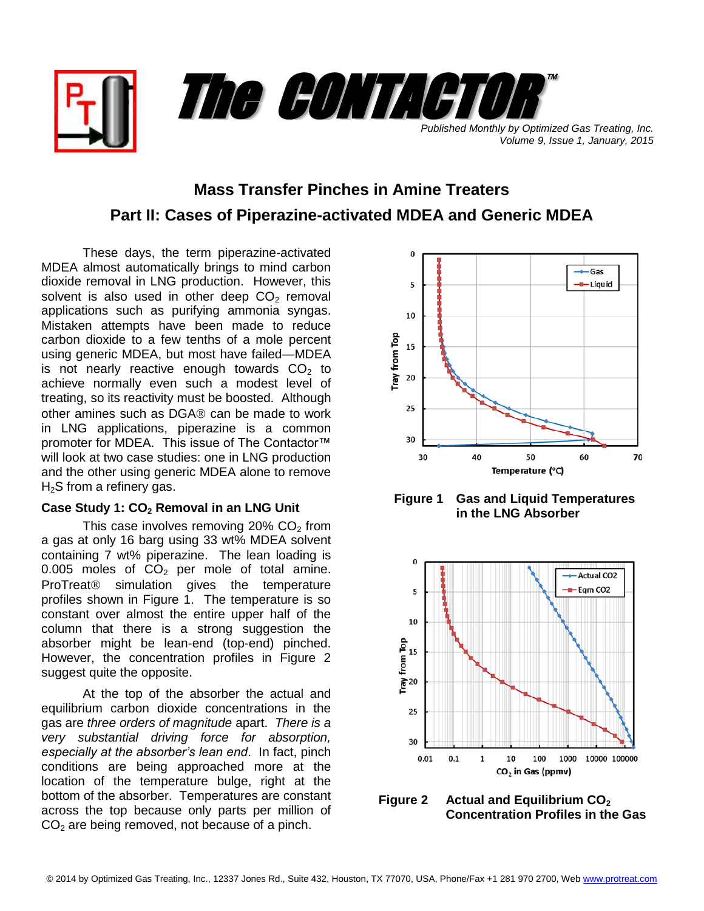# The CONTACTOR™

*Published Monthly by Optimized Gas Treating, Inc.*
*Volume 9, Issue 1, January, 2015*

## Mass Transfer Pinches in Amine Treaters

## Part II: Cases of Piperazine-activated MDEA and Generic MDEA

These days, the term piperazine-activated MDEA almost automatically brings to mind carbon dioxide removal in LNG production. However, this solvent is also used in other deep $CO_2$ removal applications such as purifying ammonia syngas. Mistaken attempts have been made to reduce carbon dioxide to a few tenths of a mole percent using generic MDEA, but most have failed—MDEA is not nearly reactive enough towards $CO_2$ to achieve normally even such a modest level of treating, so its reactivity must be boosted. Although other amines such as DGA® can be made to work in LNG applications, piperazine is a common promoter for MDEA. This issue of The Contactor™ will look at two case studies: one in LNG production and the other using generic MDEA alone to remove $H_2S$ from a refinery gas.

### Case Study 1: $CO_2$ Removal in an LNG Unit

This case involves removing 20% $CO_2$ from a gas at only 16 barg using 33 wt% MDEA solvent containing 7 wt% piperazine. The lean loading is 0.005 moles of $CO_2$ per mole of total amine. ProTreat® simulation gives the temperature profiles shown in Figure 1. The temperature is so constant over almost the entire upper half of the column that there is a strong suggestion the absorber might be lean-end (top-end) pinched. However, the concentration profiles in Figure 2 suggest quite the opposite.

At the top of the absorber the actual and equilibrium carbon dioxide concentrations in the gas are *three orders of magnitude* apart. *There is a very substantial driving force for absorption, especially at the absorber's lean end*. In fact, pinch conditions are being approached more at the location of the temperature bulge, right at the bottom of the absorber. Temperatures are constant across the top because only parts per million of $CO_2$ are being removed, not because of a pinch.

**Figure 1 Gas and Liquid Temperatures in the LNG Absorber**

**Figure 2 Actual and Equilibrium $CO_2$ Concentration Profiles in the Gas**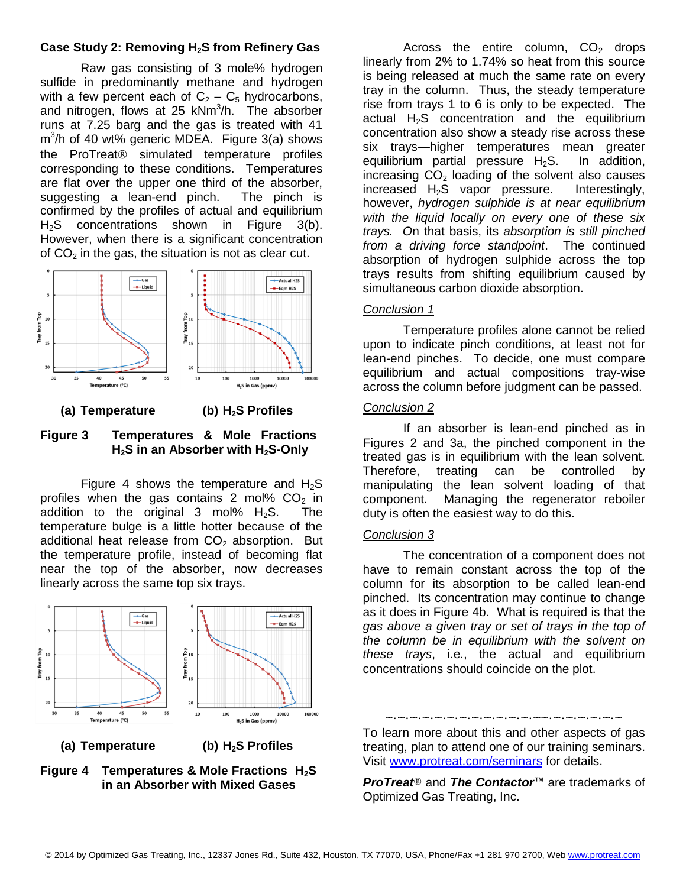## Case Study 2: Removing $H_2S$ from Refinery Gas

Raw gas consisting of 3 mole% hydrogen sulfide in predominantly methane and hydrogen with a few percent each of $C_2 – C_5$ hydrocarbons, and nitrogen, flows at 25 $kNm^3/h$. The absorber runs at 7.25 barg and the gas is treated with 41 $m^3/h$ of 40 wt% generic MDEA. Figure 3(a) shows the ProTreat® simulated temperature profiles corresponding to these conditions. Temperatures are flat over the upper one third of the absorber, suggesting a lean-end pinch. The pinch is confirmed by the profiles of actual and equilibrium $H_2S$ concentrations shown in Figure 3(b). However, when there is a significant concentration of $CO_2$ in the gas, the situation is not as clear cut.

Gas
Liquid
Tray from Top
Temperature (°C)

Actual H2S
Eqm H2S
Tray from Top
$H_2S$ in Gas (ppmv)

**(a) Temperature** **(b) $H_2S$ Profiles**

**Figure 3 Temperatures & Mole Fractions $H_2S$ in an Absorber with $H_2S$-Only**

Figure 4 shows the temperature and $H_2S$ profiles when the gas contains 2 mol% $CO_2$ in addition to the original 3 mol% $H_2S$. The temperature bulge is a little hotter because of the additional heat release from $CO_2$ absorption. But the temperature profile, instead of becoming flat near the top of the absorber, now decreases linearly across the same top six trays.

Gas
Liquid
Tray from Top
Temperature (°C)

Actual H2S
Eqm H2S
Tray from Top
$H_2S$ in Gas (ppmv)

**(a) Temperature** **(b) $H_2S$ Profiles**

**Figure 4 Temperatures & Mole Fractions $H_2S$ in an Absorber with Mixed Gases**

Across the entire column, $CO_2$ drops linearly from 2% to 1.74% so heat from this source is being released at much the same rate on every tray in the column. Thus, the steady temperature rise from trays 1 to 6 is only to be expected. The actual $H_2S$ concentration and the equilibrium concentration also show a steady rise across these six trays—higher temperatures mean greater equilibrium partial pressure $H_2S$. In addition, increasing $CO_2$ loading of the solvent also causes increased $H_2S$ vapor pressure. Interestingly, however, *hydrogen sulphide is at near equilibrium with the liquid locally on every one of these six trays.* On that basis, its *absorption is still pinched from a driving force standpoint*. The continued absorption of hydrogen sulphide across the top trays results from shifting equilibrium caused by simultaneous carbon dioxide absorption.

### *Conclusion 1*

Temperature profiles alone cannot be relied upon to indicate pinch conditions, at least not for lean-end pinches. To decide, one must compare equilibrium and actual compositions tray-wise across the column before judgment can be passed.

### *Conclusion 2*

If an absorber is lean-end pinched as in Figures 2 and 3a, the pinched component in the treated gas is in equilibrium with the lean solvent. Therefore, treating can be controlled by manipulating the lean solvent loading of that component. Managing the regenerator reboiler duty is often the easiest way to do this.

### *Conclusion 3*

The concentration of a component does not have to remain constant across the top of the column for its absorption to be called lean-end pinched. Its concentration may continue to change as it does in Figure 4b. What is required is that the *gas above a given tray or set of trays in the top of the column be in equilibrium with the solvent on these trays*, i.e., the actual and equilibrium concentrations should coincide on the plot.

~.~.~.~.~.~.~.~.~.~.~.~.~.~~.~.~.~.~.~.~

To learn more about this and other aspects of gas treating, plan to attend one of our training seminars. Visit www.protreat.com/seminars for details.

***ProTreat***® and ***The Contactor***™ are trademarks of Optimized Gas Treating, Inc.

© 2014 by Optimized Gas Treating, Inc., 12337 Jones Rd., Suite 432, Houston, TX 77070, USA, Phone/Fax +1 281 970 2700, Web www.protreat.com